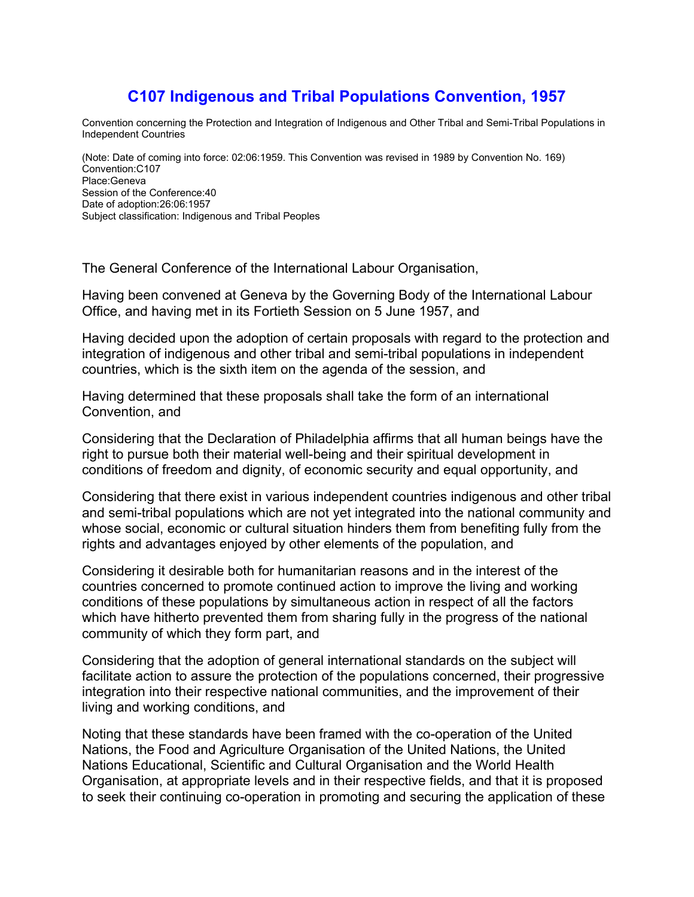# C107 Indigenous and Tribal Populations Convention, 1957

Convention concerning the Protection and Integration of Indigenous and Other Tribal and Semi-Tribal Populations in Independent Countries

(Note: Date of coming into force: 02:06:1959. This Convention was revised in 1989 by Convention No. 169)
Convention:C107
Place:Geneva
Session of the Conference:40
Date of adoption:26:06:1957
Subject classification: Indigenous and Tribal Peoples

The General Conference of the International Labour Organisation,

Having been convened at Geneva by the Governing Body of the International Labour Office, and having met in its Fortieth Session on 5 June 1957, and

Having decided upon the adoption of certain proposals with regard to the protection and integration of indigenous and other tribal and semi-tribal populations in independent countries, which is the sixth item on the agenda of the session, and

Having determined that these proposals shall take the form of an international Convention, and

Considering that the Declaration of Philadelphia affirms that all human beings have the right to pursue both their material well-being and their spiritual development in conditions of freedom and dignity, of economic security and equal opportunity, and

Considering that there exist in various independent countries indigenous and other tribal and semi-tribal populations which are not yet integrated into the national community and whose social, economic or cultural situation hinders them from benefiting fully from the rights and advantages enjoyed by other elements of the population, and

Considering it desirable both for humanitarian reasons and in the interest of the countries concerned to promote continued action to improve the living and working conditions of these populations by simultaneous action in respect of all the factors which have hitherto prevented them from sharing fully in the progress of the national community of which they form part, and

Considering that the adoption of general international standards on the subject will facilitate action to assure the protection of the populations concerned, their progressive integration into their respective national communities, and the improvement of their living and working conditions, and

Noting that these standards have been framed with the co-operation of the United Nations, the Food and Agriculture Organisation of the United Nations, the United Nations Educational, Scientific and Cultural Organisation and the World Health Organisation, at appropriate levels and in their respective fields, and that it is proposed to seek their continuing co-operation in promoting and securing the application of these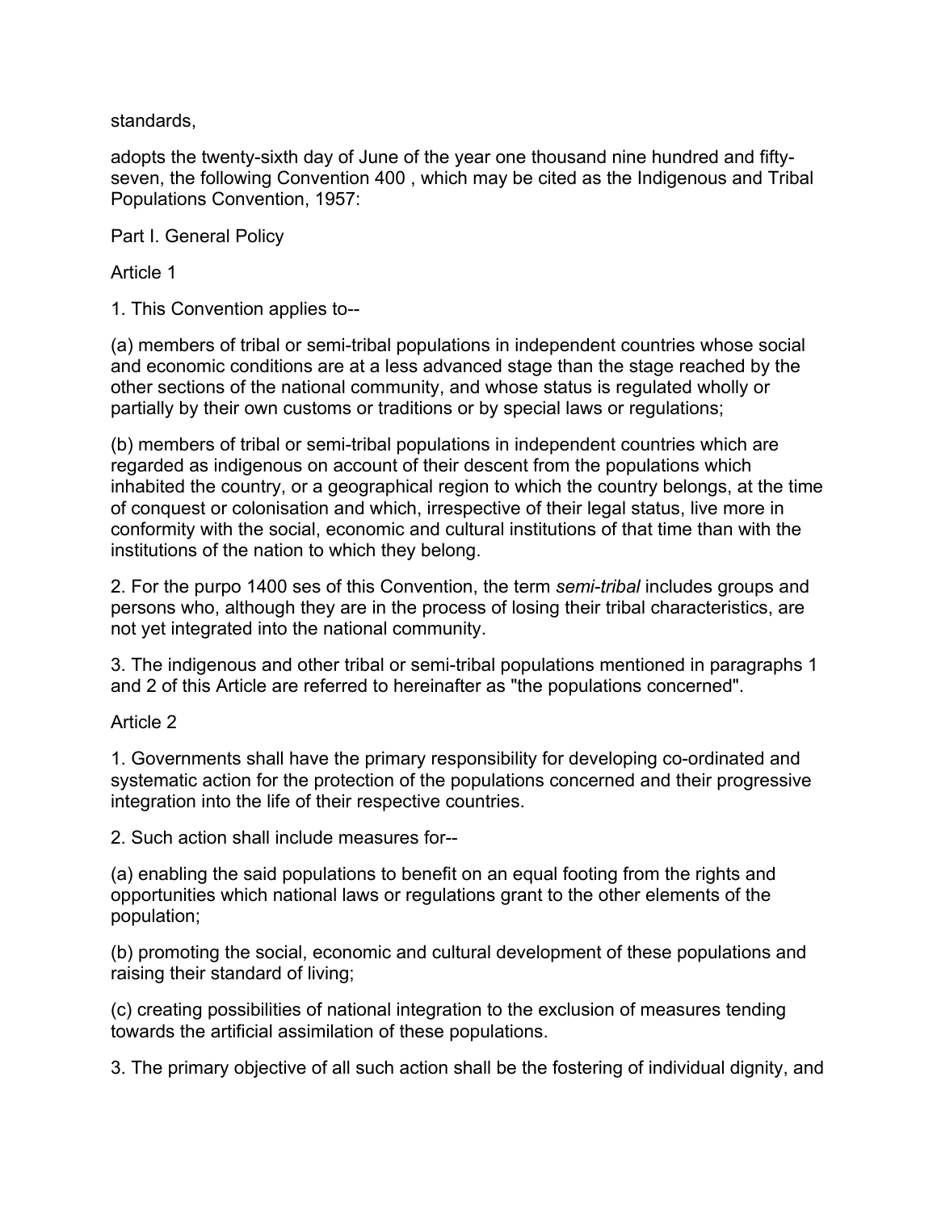standards,

adopts the twenty-sixth day of June of the year one thousand nine hundred and fifty-seven, the following Convention 400 , which may be cited as the Indigenous and Tribal Populations Convention, 1957:

Part I. General Policy

Article 1

1. This Convention applies to--

(a) members of tribal or semi-tribal populations in independent countries whose social and economic conditions are at a less advanced stage than the stage reached by the other sections of the national community, and whose status is regulated wholly or partially by their own customs or traditions or by special laws or regulations;

(b) members of tribal or semi-tribal populations in independent countries which are regarded as indigenous on account of their descent from the populations which inhabited the country, or a geographical region to which the country belongs, at the time of conquest or colonisation and which, irrespective of their legal status, live more in conformity with the social, economic and cultural institutions of that time than with the institutions of the nation to which they belong.

2. For the purpo 1400 ses of this Convention, the term *semi-tribal* includes groups and persons who, although they are in the process of losing their tribal characteristics, are not yet integrated into the national community.

3. The indigenous and other tribal or semi-tribal populations mentioned in paragraphs 1 and 2 of this Article are referred to hereinafter as "the populations concerned".

Article 2

1. Governments shall have the primary responsibility for developing co-ordinated and systematic action for the protection of the populations concerned and their progressive integration into the life of their respective countries.

2. Such action shall include measures for--

(a) enabling the said populations to benefit on an equal footing from the rights and opportunities which national laws or regulations grant to the other elements of the population;

(b) promoting the social, economic and cultural development of these populations and raising their standard of living;

(c) creating possibilities of national integration to the exclusion of measures tending towards the artificial assimilation of these populations.

3. The primary objective of all such action shall be the fostering of individual dignity, and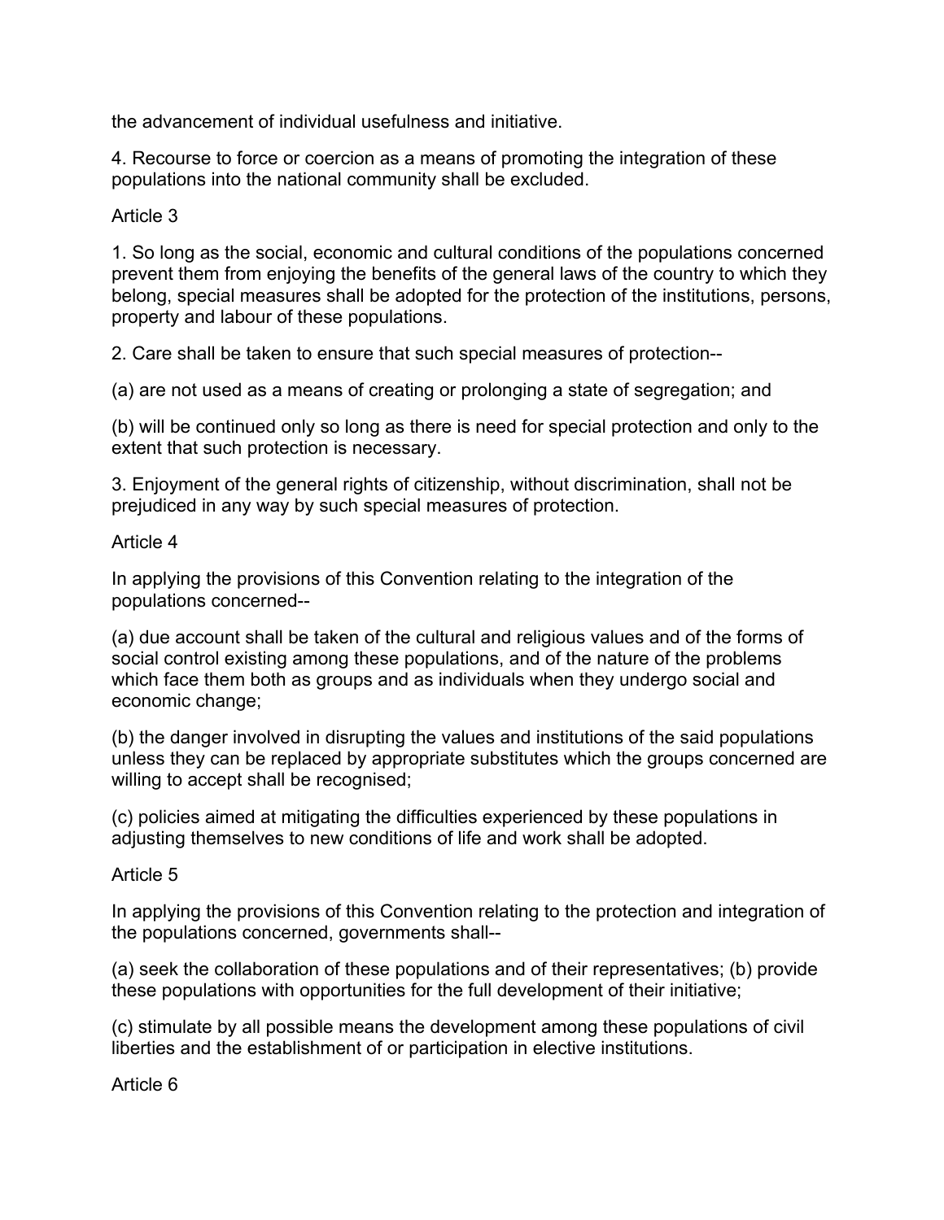the advancement of individual usefulness and initiative.

4. Recourse to force or coercion as a means of promoting the integration of these populations into the national community shall be excluded.

Article 3

1. So long as the social, economic and cultural conditions of the populations concerned prevent them from enjoying the benefits of the general laws of the country to which they belong, special measures shall be adopted for the protection of the institutions, persons, property and labour of these populations.

2. Care shall be taken to ensure that such special measures of protection--

(a) are not used as a means of creating or prolonging a state of segregation; and

(b) will be continued only so long as there is need for special protection and only to the extent that such protection is necessary.

3. Enjoyment of the general rights of citizenship, without discrimination, shall not be prejudiced in any way by such special measures of protection.

Article 4

In applying the provisions of this Convention relating to the integration of the populations concerned--

(a) due account shall be taken of the cultural and religious values and of the forms of social control existing among these populations, and of the nature of the problems which face them both as groups and as individuals when they undergo social and economic change;

(b) the danger involved in disrupting the values and institutions of the said populations unless they can be replaced by appropriate substitutes which the groups concerned are willing to accept shall be recognised;

(c) policies aimed at mitigating the difficulties experienced by these populations in adjusting themselves to new conditions of life and work shall be adopted.

Article 5

In applying the provisions of this Convention relating to the protection and integration of the populations concerned, governments shall--

(a) seek the collaboration of these populations and of their representatives; (b) provide these populations with opportunities for the full development of their initiative;

(c) stimulate by all possible means the development among these populations of civil liberties and the establishment of or participation in elective institutions.

Article 6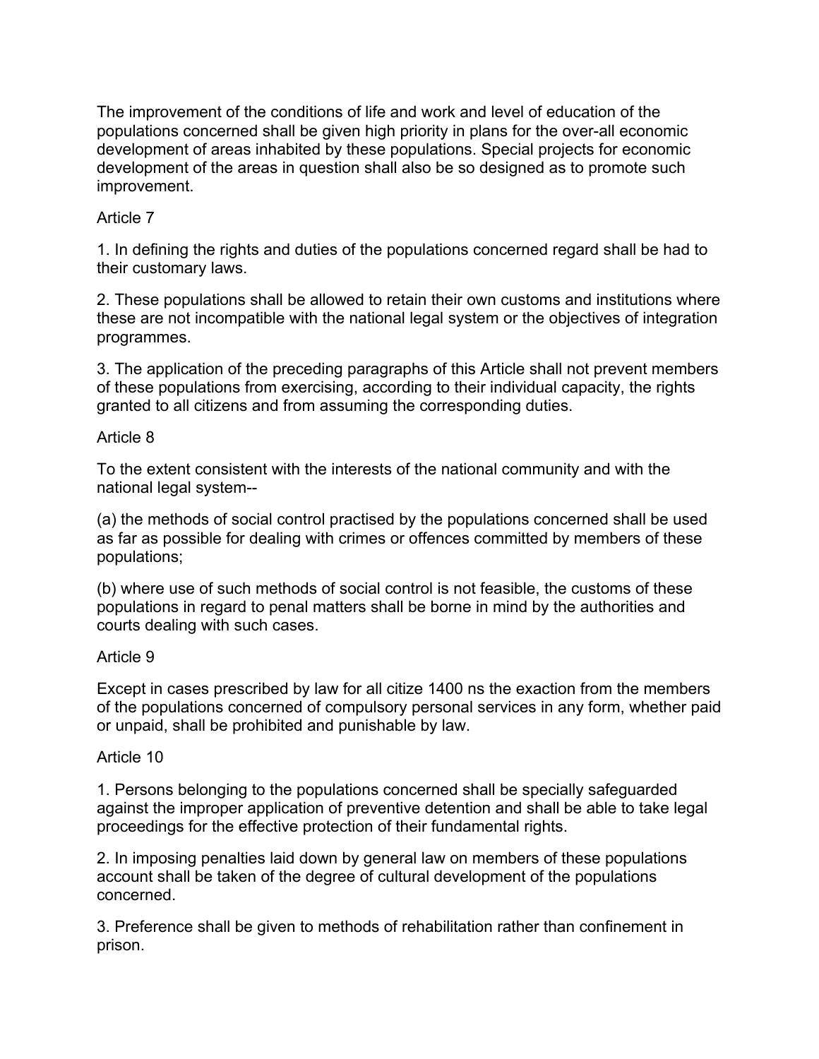The improvement of the conditions of life and work and level of education of the populations concerned shall be given high priority in plans for the over-all economic development of areas inhabited by these populations. Special projects for economic development of the areas in question shall also be so designed as to promote such improvement.

Article 7

1. In defining the rights and duties of the populations concerned regard shall be had to their customary laws.

2. These populations shall be allowed to retain their own customs and institutions where these are not incompatible with the national legal system or the objectives of integration programmes.

3. The application of the preceding paragraphs of this Article shall not prevent members of these populations from exercising, according to their individual capacity, the rights granted to all citizens and from assuming the corresponding duties.

Article 8

To the extent consistent with the interests of the national community and with the national legal system--

(a) the methods of social control practised by the populations concerned shall be used as far as possible for dealing with crimes or offences committed by members of these populations;

(b) where use of such methods of social control is not feasible, the customs of these populations in regard to penal matters shall be borne in mind by the authorities and courts dealing with such cases.

Article 9

Except in cases prescribed by law for all citize 1400 ns the exaction from the members of the populations concerned of compulsory personal services in any form, whether paid or unpaid, shall be prohibited and punishable by law.

Article 10

1. Persons belonging to the populations concerned shall be specially safeguarded against the improper application of preventive detention and shall be able to take legal proceedings for the effective protection of their fundamental rights.

2. In imposing penalties laid down by general law on members of these populations account shall be taken of the degree of cultural development of the populations concerned.

3. Preference shall be given to methods of rehabilitation rather than confinement in prison.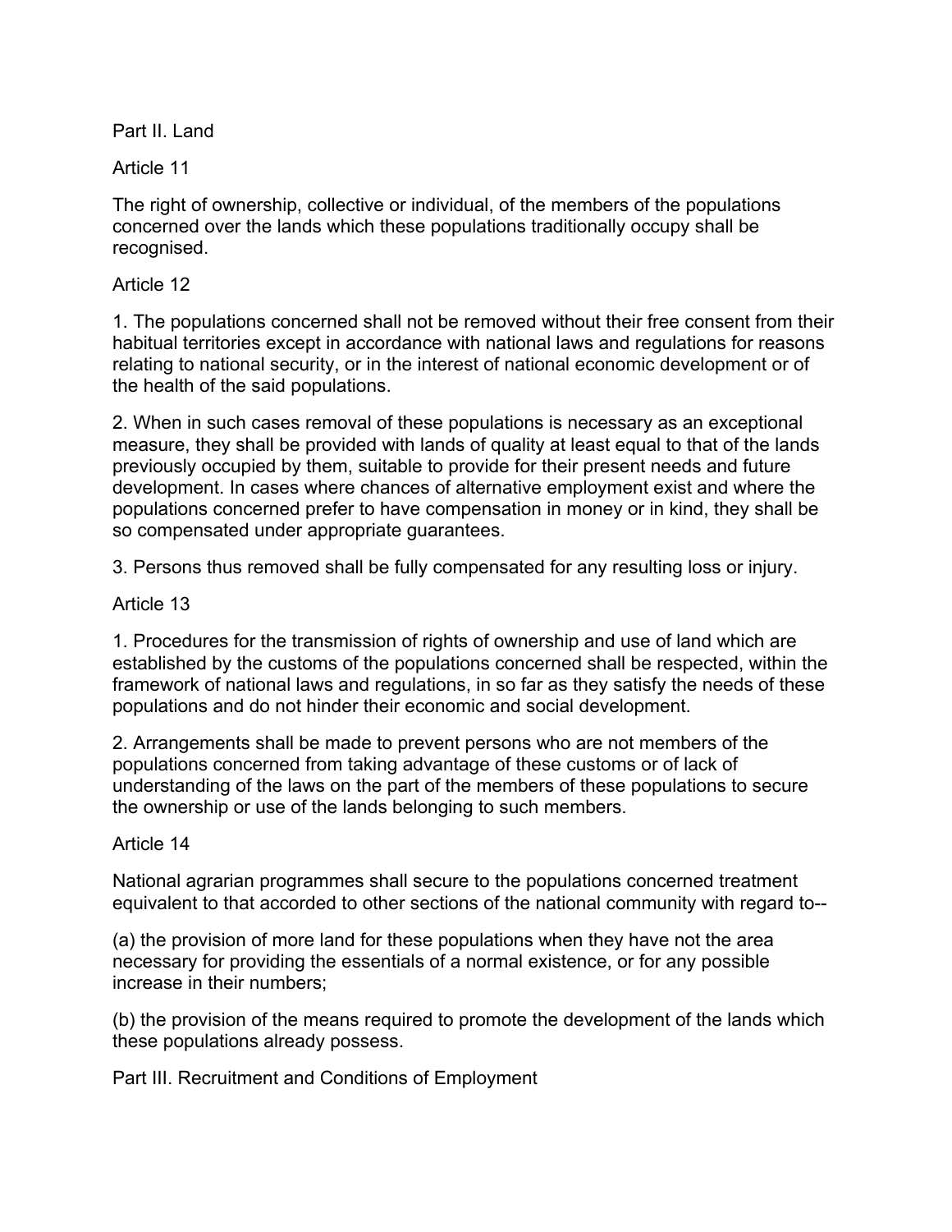## Part II. Land

### Article 11

The right of ownership, collective or individual, of the members of the populations concerned over the lands which these populations traditionally occupy shall be recognised.

### Article 12

1. The populations concerned shall not be removed without their free consent from their habitual territories except in accordance with national laws and regulations for reasons relating to national security, or in the interest of national economic development or of the health of the said populations.

2. When in such cases removal of these populations is necessary as an exceptional measure, they shall be provided with lands of quality at least equal to that of the lands previously occupied by them, suitable to provide for their present needs and future development. In cases where chances of alternative employment exist and where the populations concerned prefer to have compensation in money or in kind, they shall be so compensated under appropriate guarantees.

3. Persons thus removed shall be fully compensated for any resulting loss or injury.

### Article 13

1. Procedures for the transmission of rights of ownership and use of land which are established by the customs of the populations concerned shall be respected, within the framework of national laws and regulations, in so far as they satisfy the needs of these populations and do not hinder their economic and social development.

2. Arrangements shall be made to prevent persons who are not members of the populations concerned from taking advantage of these customs or of lack of understanding of the laws on the part of the members of these populations to secure the ownership or use of the lands belonging to such members.

### Article 14

National agrarian programmes shall secure to the populations concerned treatment equivalent to that accorded to other sections of the national community with regard to--

(a) the provision of more land for these populations when they have not the area necessary for providing the essentials of a normal existence, or for any possible increase in their numbers;

(b) the provision of the means required to promote the development of the lands which these populations already possess.

## Part III. Recruitment and Conditions of Employment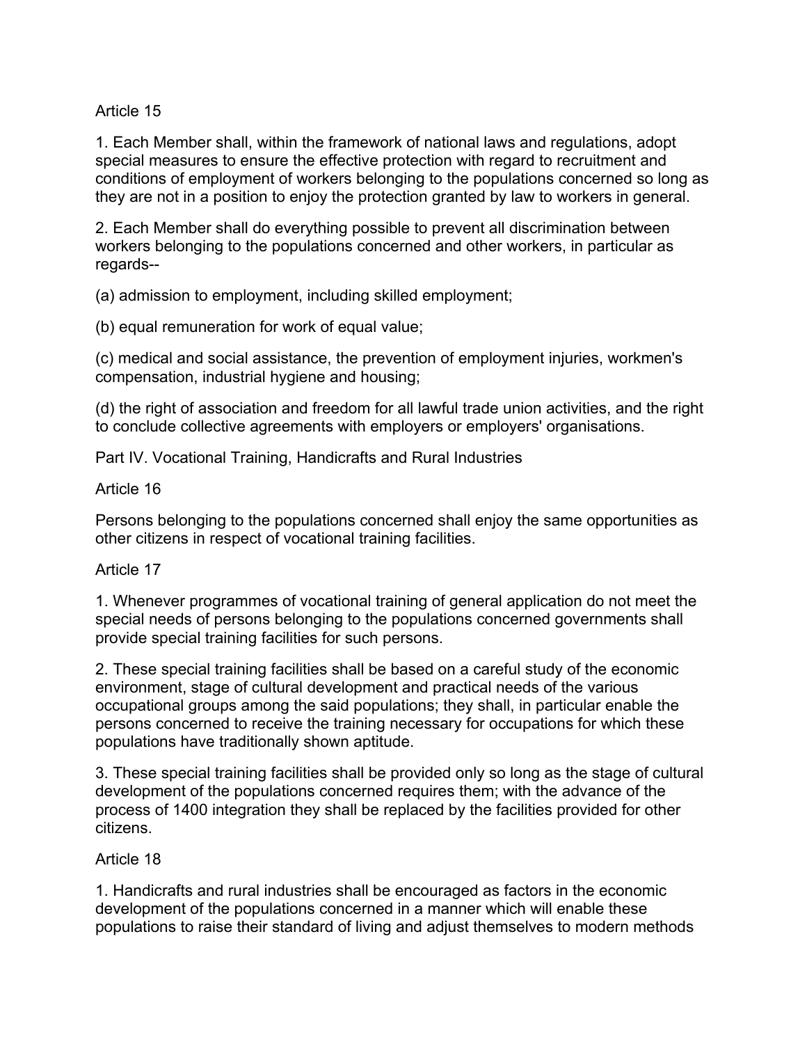Article 15

1. Each Member shall, within the framework of national laws and regulations, adopt special measures to ensure the effective protection with regard to recruitment and conditions of employment of workers belonging to the populations concerned so long as they are not in a position to enjoy the protection granted by law to workers in general.

2. Each Member shall do everything possible to prevent all discrimination between workers belonging to the populations concerned and other workers, in particular as regards--

(a) admission to employment, including skilled employment;

(b) equal remuneration for work of equal value;

(c) medical and social assistance, the prevention of employment injuries, workmen's compensation, industrial hygiene and housing;

(d) the right of association and freedom for all lawful trade union activities, and the right to conclude collective agreements with employers or employers' organisations.

Part IV. Vocational Training, Handicrafts and Rural Industries

Article 16

Persons belonging to the populations concerned shall enjoy the same opportunities as other citizens in respect of vocational training facilities.

Article 17

1. Whenever programmes of vocational training of general application do not meet the special needs of persons belonging to the populations concerned governments shall provide special training facilities for such persons.

2. These special training facilities shall be based on a careful study of the economic environment, stage of cultural development and practical needs of the various occupational groups among the said populations; they shall, in particular enable the persons concerned to receive the training necessary for occupations for which these populations have traditionally shown aptitude.

3. These special training facilities shall be provided only so long as the stage of cultural development of the populations concerned requires them; with the advance of the process of 1400 integration they shall be replaced by the facilities provided for other citizens.

Article 18

1. Handicrafts and rural industries shall be encouraged as factors in the economic development of the populations concerned in a manner which will enable these populations to raise their standard of living and adjust themselves to modern methods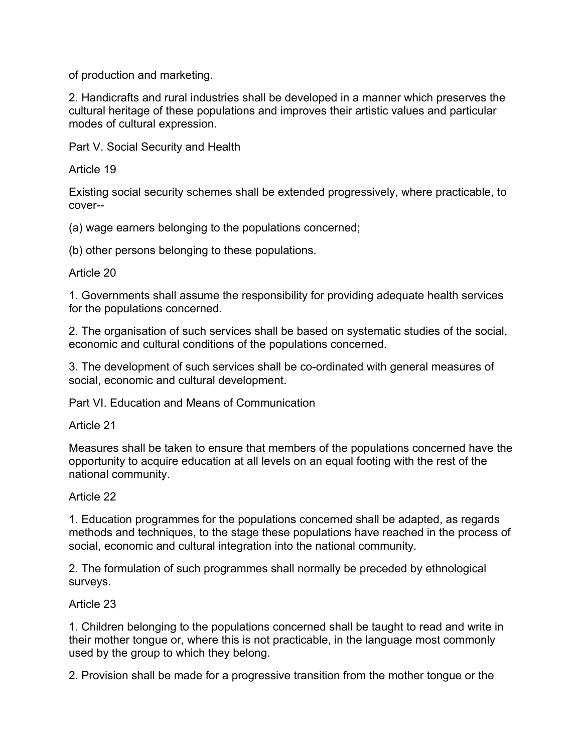of production and marketing.

2. Handicrafts and rural industries shall be developed in a manner which preserves the cultural heritage of these populations and improves their artistic values and particular modes of cultural expression.

## Part V. Social Security and Health

### Article 19

Existing social security schemes shall be extended progressively, where practicable, to cover--

(a) wage earners belonging to the populations concerned;

(b) other persons belonging to these populations.

### Article 20

1. Governments shall assume the responsibility for providing adequate health services for the populations concerned.

2. The organisation of such services shall be based on systematic studies of the social, economic and cultural conditions of the populations concerned.

3. The development of such services shall be co-ordinated with general measures of social, economic and cultural development.

## Part VI. Education and Means of Communication

### Article 21

Measures shall be taken to ensure that members of the populations concerned have the opportunity to acquire education at all levels on an equal footing with the rest of the national community.

### Article 22

1. Education programmes for the populations concerned shall be adapted, as regards methods and techniques, to the stage these populations have reached in the process of social, economic and cultural integration into the national community.

2. The formulation of such programmes shall normally be preceded by ethnological surveys.

### Article 23

1. Children belonging to the populations concerned shall be taught to read and write in their mother tongue or, where this is not practicable, in the language most commonly used by the group to which they belong.

2. Provision shall be made for a progressive transition from the mother tongue or the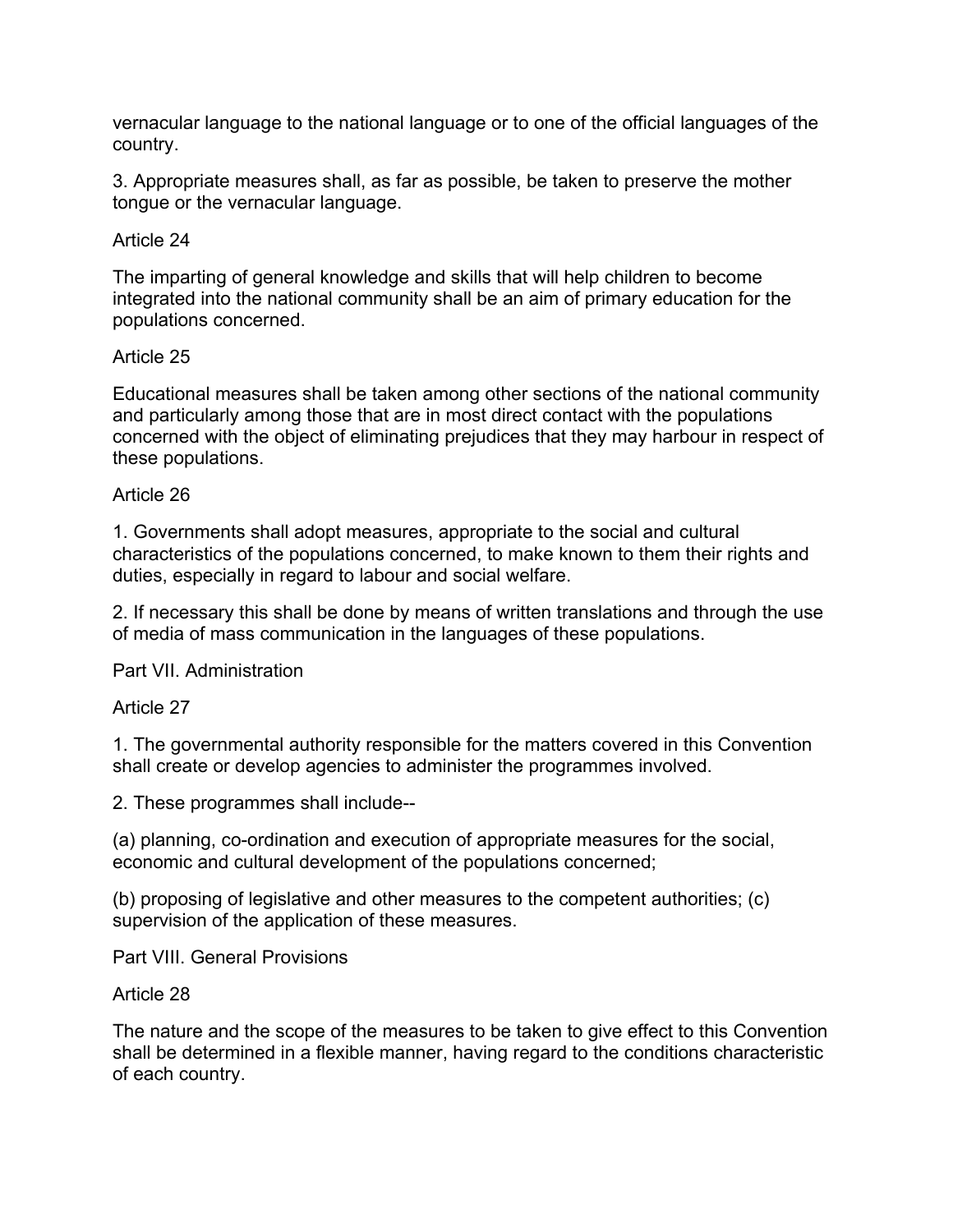vernacular language to the national language or to one of the official languages of the country.

3. Appropriate measures shall, as far as possible, be taken to preserve the mother tongue or the vernacular language.

Article 24

The imparting of general knowledge and skills that will help children to become integrated into the national community shall be an aim of primary education for the populations concerned.

Article 25

Educational measures shall be taken among other sections of the national community and particularly among those that are in most direct contact with the populations concerned with the object of eliminating prejudices that they may harbour in respect of these populations.

Article 26

1. Governments shall adopt measures, appropriate to the social and cultural characteristics of the populations concerned, to make known to them their rights and duties, especially in regard to labour and social welfare.

2. If necessary this shall be done by means of written translations and through the use of media of mass communication in the languages of these populations.

## Part VII. Administration

Article 27

1. The governmental authority responsible for the matters covered in this Convention shall create or develop agencies to administer the programmes involved.

2. These programmes shall include--

(a) planning, co-ordination and execution of appropriate measures for the social, economic and cultural development of the populations concerned;

(b) proposing of legislative and other measures to the competent authorities; (c) supervision of the application of these measures.

## Part VIII. General Provisions

Article 28

The nature and the scope of the measures to be taken to give effect to this Convention shall be determined in a flexible manner, having regard to the conditions characteristic of each country.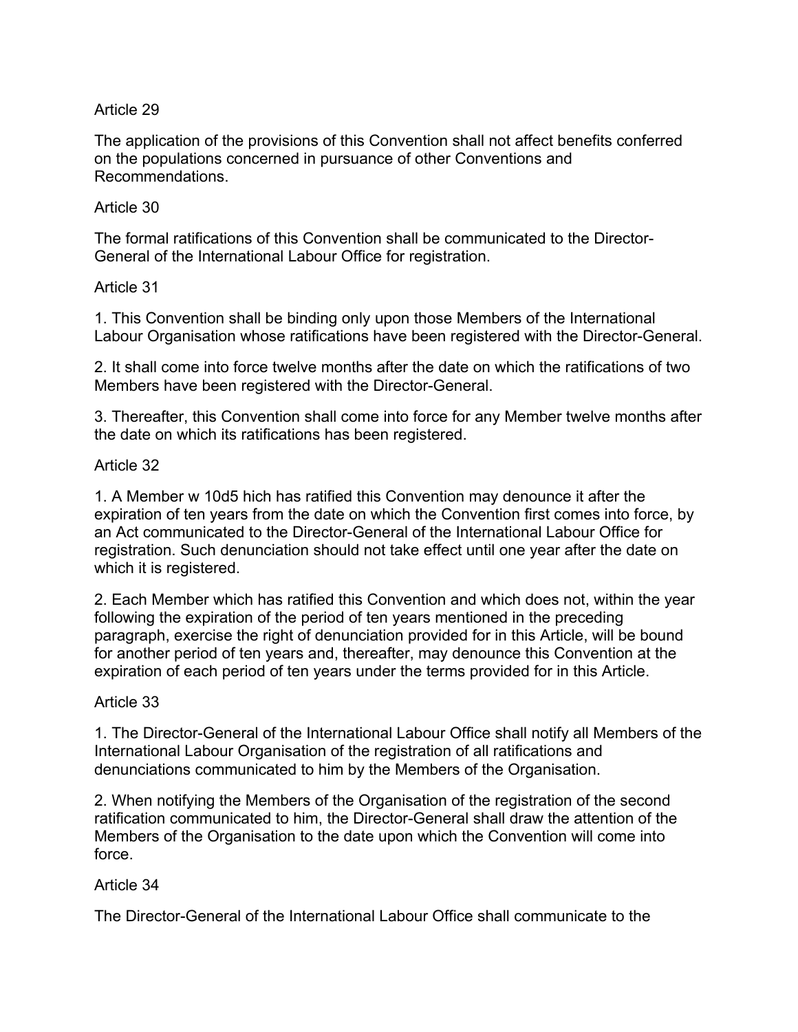Article 29

The application of the provisions of this Convention shall not affect benefits conferred on the populations concerned in pursuance of other Conventions and Recommendations.

Article 30

The formal ratifications of this Convention shall be communicated to the Director-General of the International Labour Office for registration.

Article 31

1. This Convention shall be binding only upon those Members of the International Labour Organisation whose ratifications have been registered with the Director-General.

2. It shall come into force twelve months after the date on which the ratifications of two Members have been registered with the Director-General.

3. Thereafter, this Convention shall come into force for any Member twelve months after the date on which its ratifications has been registered.

Article 32

1. A Member w 10d5 hich has ratified this Convention may denounce it after the expiration of ten years from the date on which the Convention first comes into force, by an Act communicated to the Director-General of the International Labour Office for registration. Such denunciation should not take effect until one year after the date on which it is registered.

2. Each Member which has ratified this Convention and which does not, within the year following the expiration of the period of ten years mentioned in the preceding paragraph, exercise the right of denunciation provided for in this Article, will be bound for another period of ten years and, thereafter, may denounce this Convention at the expiration of each period of ten years under the terms provided for in this Article.

Article 33

1. The Director-General of the International Labour Office shall notify all Members of the International Labour Organisation of the registration of all ratifications and denunciations communicated to him by the Members of the Organisation.

2. When notifying the Members of the Organisation of the registration of the second ratification communicated to him, the Director-General shall draw the attention of the Members of the Organisation to the date upon which the Convention will come into force.

Article 34

The Director-General of the International Labour Office shall communicate to the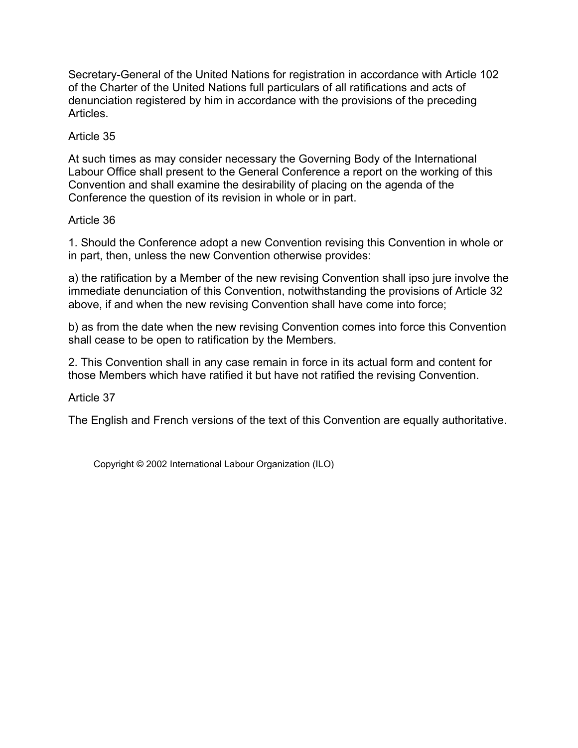Secretary-General of the United Nations for registration in accordance with Article 102 of the Charter of the United Nations full particulars of all ratifications and acts of denunciation registered by him in accordance with the provisions of the preceding Articles.

Article 35

At such times as may consider necessary the Governing Body of the International Labour Office shall present to the General Conference a report on the working of this Convention and shall examine the desirability of placing on the agenda of the Conference the question of its revision in whole or in part.

Article 36

1. Should the Conference adopt a new Convention revising this Convention in whole or in part, then, unless the new Convention otherwise provides:

a) the ratification by a Member of the new revising Convention shall ipso jure involve the immediate denunciation of this Convention, notwithstanding the provisions of Article 32 above, if and when the new revising Convention shall have come into force;

b) as from the date when the new revising Convention comes into force this Convention shall cease to be open to ratification by the Members.

2. This Convention shall in any case remain in force in its actual form and content for those Members which have ratified it but have not ratified the revising Convention.

Article 37

The English and French versions of the text of this Convention are equally authoritative.

Copyright © 2002 International Labour Organization (ILO)